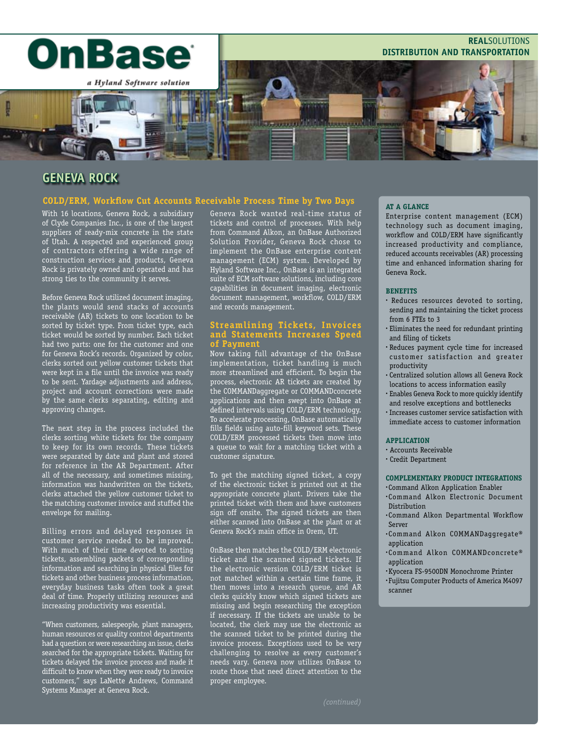**REAL**SOLUTIONS
**DISTRIBUTION AND TRANSPORTATION**

OnBase
*a Hyland Software solution*

# GENEVA ROCK

## COLD/ERM, Workflow Cut Accounts Receivable Process Time by Two Days

With 16 locations, Geneva Rock, a subsidiary of Clyde Companies Inc., is one of the largest suppliers of ready-mix concrete in the state of Utah. A respected and experienced group of contractors offering a wide range of construction services and products, Geneva Rock is privately owned and operated and has strong ties to the community it serves.

Before Geneva Rock utilized document imaging, the plants would send stacks of accounts receivable (AR) tickets to one location to be sorted by ticket type. From ticket type, each ticket would be sorted by number. Each ticket had two parts: one for the customer and one for Geneva Rock's records. Organized by color, clerks sorted out yellow customer tickets that were kept in a file until the invoice was ready to be sent. Yardage adjustments and address, project and account corrections were made by the same clerks separating, editing and approving changes.

The next step in the process included the clerks sorting white tickets for the company to keep for its own records. These tickets were separated by date and plant and stored for reference in the AR Department. After all of the necessary, and sometimes missing, information was handwritten on the tickets, clerks attached the yellow customer ticket to the matching customer invoice and stuffed the envelope for mailing.

Billing errors and delayed responses in customer service needed to be improved. With much of their time devoted to sorting tickets, assembling packets of corresponding information and searching in physical files for tickets and other business process information, everyday business tasks often took a great deal of time. Properly utilizing resources and increasing productivity was essential.

"When customers, salespeople, plant managers, human resources or quality control departments had a question or were researching an issue, clerks searched for the appropriate tickets. Waiting for tickets delayed the invoice process and made it difficult to know when they were ready to invoice customers," says LaNette Andrews, Command Systems Manager at Geneva Rock.

Geneva Rock wanted real-time status of tickets and control of processes. With help from Command Alkon, an OnBase Authorized Solution Provider, Geneva Rock chose to implement the OnBase enterprise content management (ECM) system. Developed by Hyland Software Inc., OnBase is an integrated suite of ECM software solutions, including core capabilities in document imaging, electronic document management, workflow, COLD/ERM and records management.

### Streamlining Tickets, Invoices and Statements Increases Speed of Payment

Now taking full advantage of the OnBase implementation, ticket handling is much more streamlined and efficient. To begin the process, electronic AR tickets are created by the COMMANDaggregate or COMMANDconcrete applications and then swept into OnBase at defined intervals using COLD/ERM technology. To accelerate processing, OnBase automatically fills fields using auto-fill keyword sets. These COLD/ERM processed tickets then move into a queue to wait for a matching ticket with a customer signature.

To get the matching signed ticket, a copy of the electronic ticket is printed out at the appropriate concrete plant. Drivers take the printed ticket with them and have customers sign off onsite. The signed tickets are then either scanned into OnBase at the plant or at Geneva Rock's main office in Orem, UT.

OnBase then matches the COLD/ERM electronic ticket and the scanned signed tickets. If the electronic version COLD/ERM ticket is not matched within a certain time frame, it then moves into a research queue, and AR clerks quickly know which signed tickets are missing and begin researching the exception if necessary. If the tickets are unable to be located, the clerk may use the electronic as the scanned ticket to be printed during the invoice process. Exceptions used to be very challenging to resolve as every customer's needs vary. Geneva now utilizes OnBase to route those that need direct attention to the proper employee.

*(continued)*

**AT A GLANCE**

Enterprise content management (ECM) technology such as document imaging, workflow and COLD/ERM have significantly increased productivity and compliance, reduced accounts receivables (AR) processing time and enhanced information sharing for Geneva Rock.

**BENEFITS**

- Reduces resources devoted to sorting, sending and maintaining the ticket process from 6 FTEs to 3
- Eliminates the need for redundant printing and filing of tickets
- Reduces payment cycle time for increased customer satisfaction and greater productivity
- Centralized solution allows all Geneva Rock locations to access information easily
- Enables Geneva Rock to more quickly identify and resolve exceptions and bottlenecks
- Increases customer service satisfaction with immediate access to customer information

**APPLICATION**

- Accounts Receivable
- Credit Department

**COMPLEMENTARY PRODUCT INTEGRATIONS**

- Command Alkon Application Enabler
- Command Alkon Electronic Document Distribution
- Command Alkon Departmental Workflow Server
- Command Alkon COMMANDaggregate® application
- Command Alkon COMMANDconcrete® application
- Kyocera FS-9500DN Monochrome Printer
- Fujitsu Computer Products of America M4097 scanner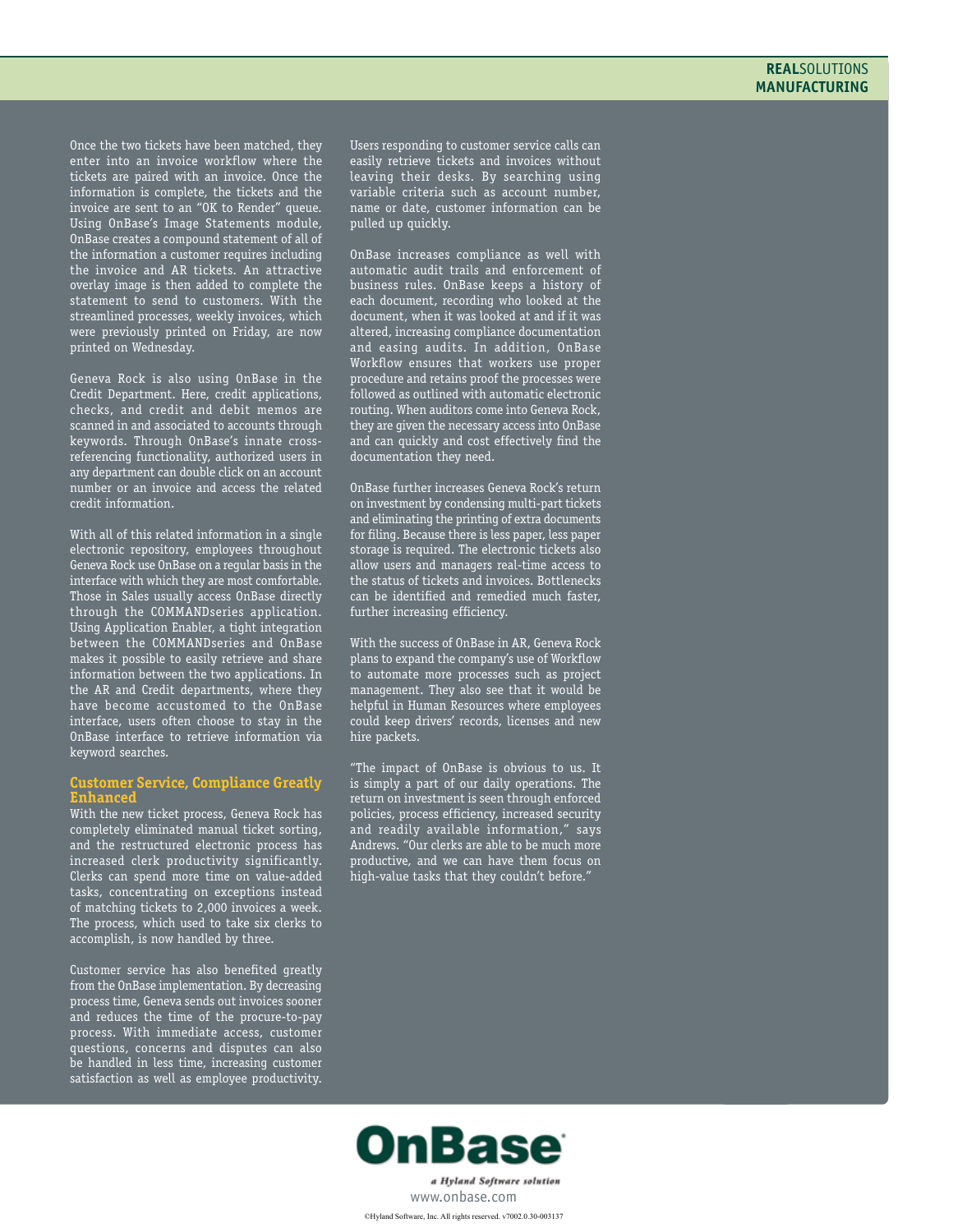Once the two tickets have been matched, they enter into an invoice workflow where the tickets are paired with an invoice. Once the information is complete, the tickets and the invoice are sent to an "OK to Render" queue. Using OnBase's Image Statements module, OnBase creates a compound statement of all of the information a customer requires including the invoice and AR tickets. An attractive overlay image is then added to complete the statement to send to customers. With the streamlined processes, weekly invoices, which were previously printed on Friday, are now printed on Wednesday.

Geneva Rock is also using OnBase in the Credit Department. Here, credit applications, checks, and credit and debit memos are scanned in and associated to accounts through keywords. Through OnBase's innate cross-referencing functionality, authorized users in any department can double click on an account number or an invoice and access the related credit information.

With all of this related information in a single electronic repository, employees throughout Geneva Rock use OnBase on a regular basis in the interface with which they are most comfortable. Those in Sales usually access OnBase directly through the COMMANDseries application. Using Application Enabler, a tight integration between the COMMANDseries and OnBase makes it possible to easily retrieve and share information between the two applications. In the AR and Credit departments, where they have become accustomed to the OnBase interface, users often choose to stay in the OnBase interface to retrieve information via keyword searches.

## Customer Service, Compliance Greatly Enhanced

With the new ticket process, Geneva Rock has completely eliminated manual ticket sorting, and the restructured electronic process has increased clerk productivity significantly. Clerks can spend more time on value-added tasks, concentrating on exceptions instead of matching tickets to 2,000 invoices a week. The process, which used to take six clerks to accomplish, is now handled by three.

Customer service has also benefited greatly from the OnBase implementation. By decreasing process time, Geneva sends out invoices sooner and reduces the time of the procure-to-pay process. With immediate access, customer questions, concerns and disputes can also be handled in less time, increasing customer satisfaction as well as employee productivity.

Users responding to customer service calls can easily retrieve tickets and invoices without leaving their desks. By searching using variable criteria such as account number, name or date, customer information can be pulled up quickly.

OnBase increases compliance as well with automatic audit trails and enforcement of business rules. OnBase keeps a history of each document, recording who looked at the document, when it was looked at and if it was altered, increasing compliance documentation and easing audits. In addition, OnBase Workflow ensures that workers use proper procedure and retains proof the processes were followed as outlined with automatic electronic routing. When auditors come into Geneva Rock, they are given the necessary access into OnBase and can quickly and cost effectively find the documentation they need.

OnBase further increases Geneva Rock's return on investment by condensing multi-part tickets and eliminating the printing of extra documents for filing. Because there is less paper, less paper storage is required. The electronic tickets also allow users and managers real-time access to the status of tickets and invoices. Bottlenecks can be identified and remedied much faster, further increasing efficiency.

With the success of OnBase in AR, Geneva Rock plans to expand the company's use of Workflow to automate more processes such as project management. They also see that it would be helpful in Human Resources where employees could keep drivers' records, licenses and new hire packets.

"The impact of OnBase is obvious to us. It is simply a part of our daily operations. The return on investment is seen through enforced policies, process efficiency, increased security and readily available information," says Andrews. "Our clerks are able to be much more productive, and we can have them focus on high-value tasks that they couldn't before."

**OnBase**
*a Hyland Software solution*
www.onbase.com

©Hyland Software, Inc. All rights reserved. v7002.0.30-003137